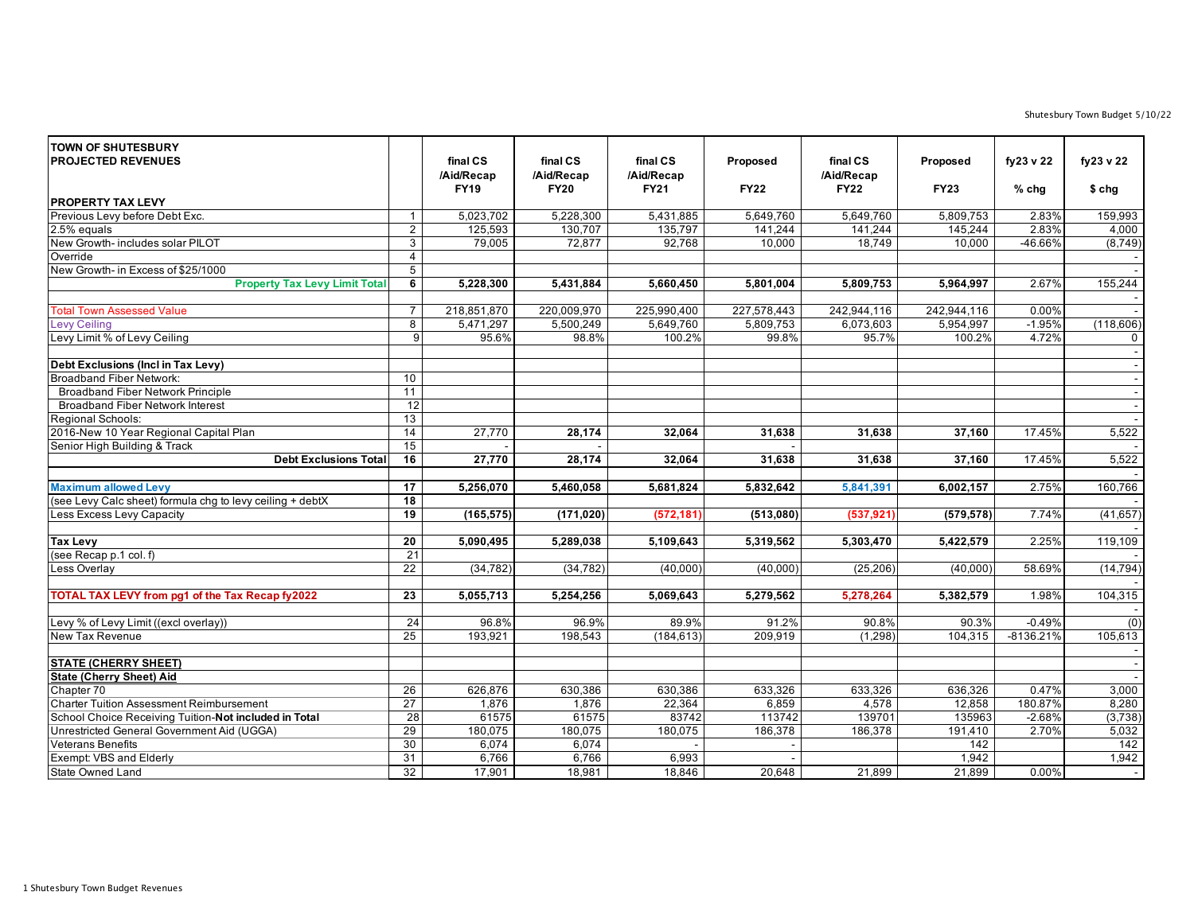| TOWN OF SHUTESBURY PROJECTED REVENUES | | final CS /Aid/Recap FY19 | final CS /Aid/Recap FY20 | final CS /Aid/Recap FY21 | Proposed FY22 | final CS /Aid/Recap FY22 | Proposed FY23 | fy23 v 22 % chg | fy23 v 22 $ chg |
|---|---|---|---|---|---|---|---|---|---|
| **PROPERTY TAX LEVY** | | | | | | | | | |
| Previous Levy before Debt Exc. | 1 | 5,023,702 | 5,228,300 | 5,431,885 | 5,649,760 | 5,649,760 | 5,809,753 | 2.83% | 159,993 |
| 2.5% equals | 2 | 125,593 | 130,707 | 135,797 | 141,244 | 141,244 | 145,244 | 2.83% | 4,000 |
| New Growth- includes solar PILOT | 3 | 79,005 | 72,877 | 92,768 | 10,000 | 18,749 | 10,000 | -46.66% | (8,749) |
| Override | 4 | | | | | | | | - |
| New Growth- in Excess of $25/1000 | 5 | | | | | | | | - |
| **Property Tax Levy Limit Total** | **6** | **5,228,300** | **5,431,884** | **5,660,450** | **5,801,004** | **5,809,753** | **5,964,997** | 2.67% | 155,244 |
| | | | | | | | | | - |
| Total Town Assessed Value | 7 | 218,851,870 | 220,009,970 | 225,990,400 | 227,578,443 | 242,944,116 | 242,944,116 | 0.00% | - |
| Levy Ceiling | 8 | 5,471,297 | 5,500,249 | 5,649,760 | 5,809,753 | 6,073,603 | 5,954,997 | -1.95% | (118,606) |
| Levy Limit % of Levy Ceiling | 9 | 95.6% | 98.8% | 100.2% | 99.8% | 95.7% | 100.2% | 4.72% | 0 |
| | | | | | | | | | - |
| **Debt Exclusions (Incl in Tax Levy)** | | | | | | | | | - |
| Broadband Fiber Network: | 10 | | | | | | | | - |
| Broadband Fiber Network Principle | 11 | | | | | | | | - |
| Broadband Fiber Network Interest | 12 | | | | | | | | - |
| Regional Schools: | 13 | | | | | | | | - |
| 2016-New 10 Year Regional Capital Plan | 14 | 27,770 | **28,174** | **32,064** | **31,638** | **31,638** | **37,160** | 17.45% | 5,522 |
| Senior High Building & Track | 15 | - | - | | | | | | - |
| **Debt Exclusions Total** | **16** | **27,770** | **28,174** | **32,064** | **31,638** | **31,638** | **37,160** | 17.45% | 5,522 |
| | | | | | | | | | - |
| **Maximum allowed Levy** | **17** | **5,256,070** | **5,460,058** | **5,681,824** | **5,832,642** | **5,841,391** | **6,002,157** | 2.75% | 160,766 |
| (see Levy Calc sheet) formula chg to levy ceiling + debtX | **18** | | | | | | | | - |
| Less Excess Levy Capacity | **19** | **(165,575)** | **(171,020)** | **(572,181)** | **(513,080)** | **(537,921)** | **(579,578)** | 7.74% | (41,657) |
| | | | | | | | | | - |
| **Tax Levy** | **20** | **5,090,495** | **5,289,038** | **5,109,643** | **5,319,562** | **5,303,470** | **5,422,579** | 2.25% | 119,109 |
| (see Recap p.1 col. f) | 21 | | | | | | | | - |
| Less Overlay | 22 | (34,782) | (34,782) | (40,000) | (40,000) | (25,206) | (40,000) | 58.69% | (14,794) |
| | | | | | | | | | - |
| **TOTAL TAX LEVY from pg1 of the Tax Recap fy2022** | **23** | **5,055,713** | **5,254,256** | **5,069,643** | **5,279,562** | **5,278,264** | **5,382,579** | 1.98% | 104,315 |
| | | | | | | | | | - |
| Levy % of Levy Limit ((excl overlay)) | 24 | 96.8% | 96.9% | 89.9% | 91.2% | 90.8% | 90.3% | -0.49% | (0) |
| New Tax Revenue | 25 | 193,921 | 198,543 | (184,613) | 209,919 | (1,298) | 104,315 | -8136.21% | 105,613 |
| | | | | | | | | | - |
| **STATE (CHERRY SHEET)** | | | | | | | | | - |
| **State (Cherry Sheet) Aid** | | | | | | | | | - |
| Chapter 70 | 26 | 626,876 | 630,386 | 630,386 | 633,326 | 633,326 | 636,326 | 0.47% | 3,000 |
| Charter Tuition Assessment Reimbursement | 27 | 1,876 | 1,876 | 22,364 | 6,859 | 4,578 | 12,858 | 180.87% | 8,280 |
| School Choice Receiving Tuition-**Not included in Total** | 28 | 61575 | 61575 | 83742 | 113742 | 139701 | 135963 | -2.68% | (3,738) |
| Unrestricted General Government Aid (UGGA) | 29 | 180,075 | 180,075 | 180,075 | 186,378 | 186,378 | 191,410 | 2.70% | 5,032 |
| Veterans Benefits | 30 | 6,074 | 6,074 | - | - | | 142 | | 142 |
| Exempt: VBS and Elderly | 31 | 6,766 | 6,766 | 6,993 | - | | 1,942 | | 1,942 |
| State Owned Land | 32 | 17,901 | 18,981 | 18,846 | 20,648 | 21,899 | 21,899 | 0.00% | - |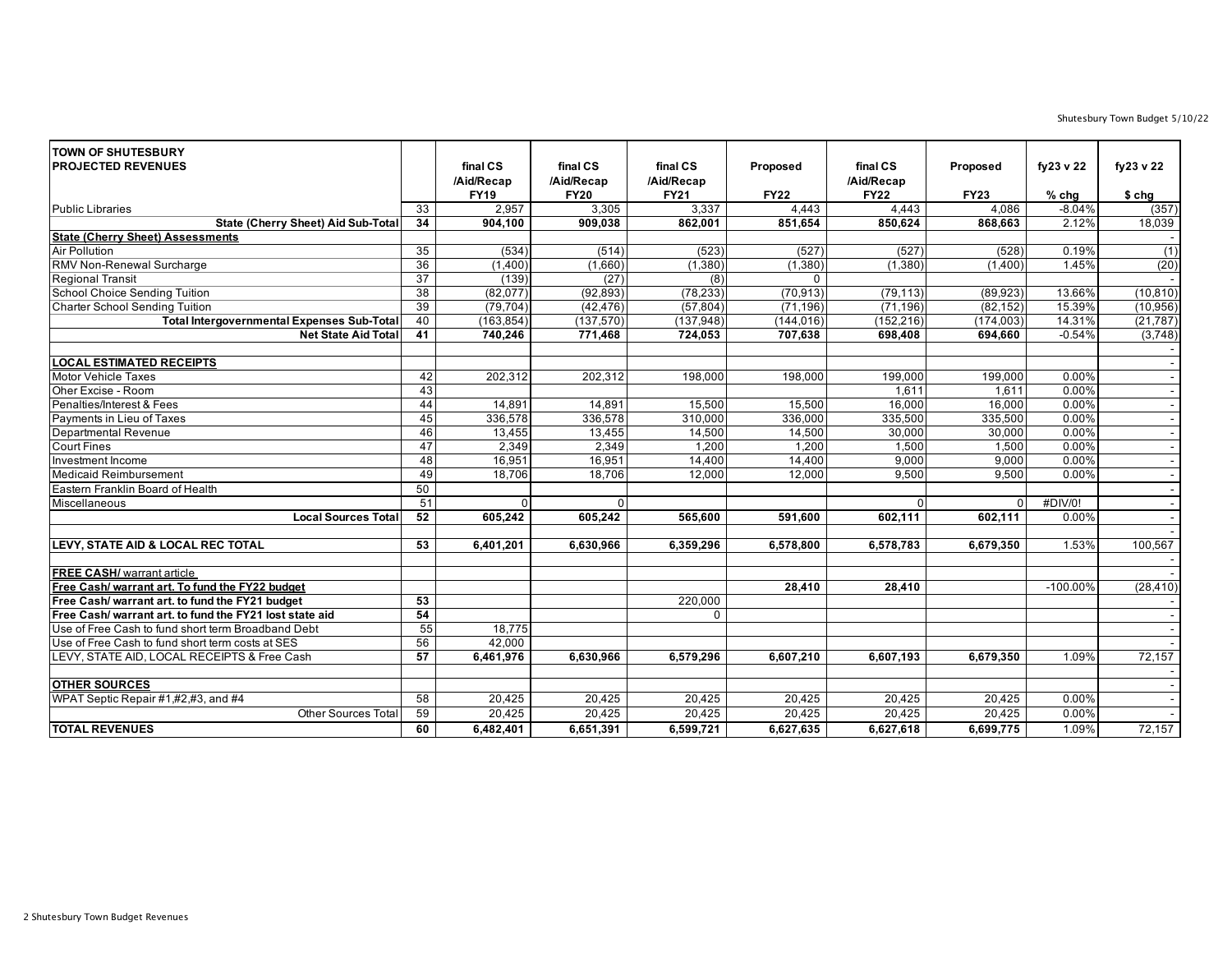| TOWN OF SHUTESBURY PROJECTED REVENUES | | final CS /Aid/Recap FY19 | final CS /Aid/Recap FY20 | final CS /Aid/Recap FY21 | Proposed FY22 | final CS /Aid/Recap FY22 | Proposed FY23 | fy23 v 22 % chg | fy23 v 22 $ chg |
|---|---|---|---|---|---|---|---|---|---|
| Public Libraries | 33 | 2,957 | 3,305 | 3,337 | 4,443 | 4,443 | 4,086 | -8.04% | (357) |
| **State (Cherry Sheet) Aid Sub-Total** | **34** | **904,100** | **909,038** | **862,001** | **851,654** | **850,624** | **868,663** | 2.12% | 18,039 |
| **State (Cherry Sheet) Assessments** | | | | | | | | | - |
| Air Pollution | 35 | (534) | (514) | (523) | (527) | (527) | (528) | 0.19% | (1) |
| RMV Non-Renewal Surcharge | 36 | (1,400) | (1,660) | (1,380) | (1,380) | (1,380) | (1,400) | 1.45% | (20) |
| Regional Transit | 37 | (139) | (27) | (8) | 0 | | | | - |
| School Choice Sending Tuition | 38 | (82,077) | (92,893) | (78,233) | (70,913) | (79,113) | (89,923) | 13.66% | (10,810) |
| Charter School Sending Tuition | 39 | (79,704) | (42,476) | (57,804) | (71,196) | (71,196) | (82,152) | 15.39% | (10,956) |
| **Total Intergovernmental Expenses Sub-Total** | 40 | (163,854) | (137,570) | (137,948) | (144,016) | (152,216) | (174,003) | 14.31% | (21,787) |
| **Net State Aid Total** | **41** | **740,246** | **771,468** | **724,053** | **707,638** | **698,408** | **694,660** | -0.54% | (3,748) |
| | | | | | | | | | - |
| **LOCAL ESTIMATED RECEIPTS** | | | | | | | | | - |
| Motor Vehicle Taxes | 42 | 202,312 | 202,312 | 198,000 | 198,000 | 199,000 | 199,000 | 0.00% | - |
| Oher Excise - Room | 43 | | | | | 1,611 | 1,611 | 0.00% | - |
| Penalties/Interest & Fees | 44 | 14,891 | 14,891 | 15,500 | 15,500 | 16,000 | 16,000 | 0.00% | - |
| Payments in Lieu of Taxes | 45 | 336,578 | 336,578 | 310,000 | 336,000 | 335,500 | 335,500 | 0.00% | - |
| Departmental Revenue | 46 | 13,455 | 13,455 | 14,500 | 14,500 | 30,000 | 30,000 | 0.00% | - |
| Court Fines | 47 | 2,349 | 2,349 | 1,200 | 1,200 | 1,500 | 1,500 | 0.00% | - |
| Investment Income | 48 | 16,951 | 16,951 | 14,400 | 14,400 | 9,000 | 9,000 | 0.00% | - |
| Medicaid Reimbursement | 49 | 18,706 | 18,706 | 12,000 | 12,000 | 9,500 | 9,500 | 0.00% | - |
| Eastern Franklin Board of Health | 50 | | | | | | | | - |
| Miscellaneous | 51 | 0 | 0 | | | 0 | 0 | #DIV/0! | - |
| **Local Sources Total** | **52** | **605,242** | **605,242** | **565,600** | **591,600** | **602,111** | **602,111** | 0.00% | - |
| | | | | | | | | | - |
| **LEVY, STATE AID & LOCAL REC TOTAL** | **53** | **6,401,201** | **6,630,966** | **6,359,296** | **6,578,800** | **6,578,783** | **6,679,350** | 1.53% | 100,567 |
| | | | | | | | | | - |
| **FREE CASH/** warrant article | | | | | | | | | - |
| **Free Cash/ warrant art. To fund the FY22 budget** | | | | | **28,410** | **28,410** | | -100.00% | (28,410) |
| **Free Cash/ warrant art. to fund the FY21 budget** | **53** | | | 220,000 | | | | | - |
| **Free Cash/ warrant art. to fund the FY21 lost state aid** | **54** | | | 0 | | | | | - |
| Use of Free Cash to fund short term Broadband Debt | 55 | 18,775 | | | | | | | - |
| Use of Free Cash to fund short term costs at SES | 56 | 42,000 | | | | | | | - |
| LEVY, STATE AID, LOCAL RECEIPTS & Free Cash | **57** | **6,461,976** | **6,630,966** | **6,579,296** | **6,607,210** | **6,607,193** | **6,679,350** | 1.09% | 72,157 |
| | | | | | | | | | - |
| **OTHER SOURCES** | | | | | | | | | - |
| WPAT Septic Repair #1,#2,#3, and #4 | 58 | 20,425 | 20,425 | 20,425 | 20,425 | 20,425 | 20,425 | 0.00% | - |
| Other Sources Total | 59 | 20,425 | 20,425 | 20,425 | 20,425 | 20,425 | 20,425 | 0.00% | - |
| **TOTAL REVENUES** | **60** | **6,482,401** | **6,651,391** | **6,599,721** | **6,627,635** | **6,627,618** | **6,699,775** | 1.09% | 72,157 |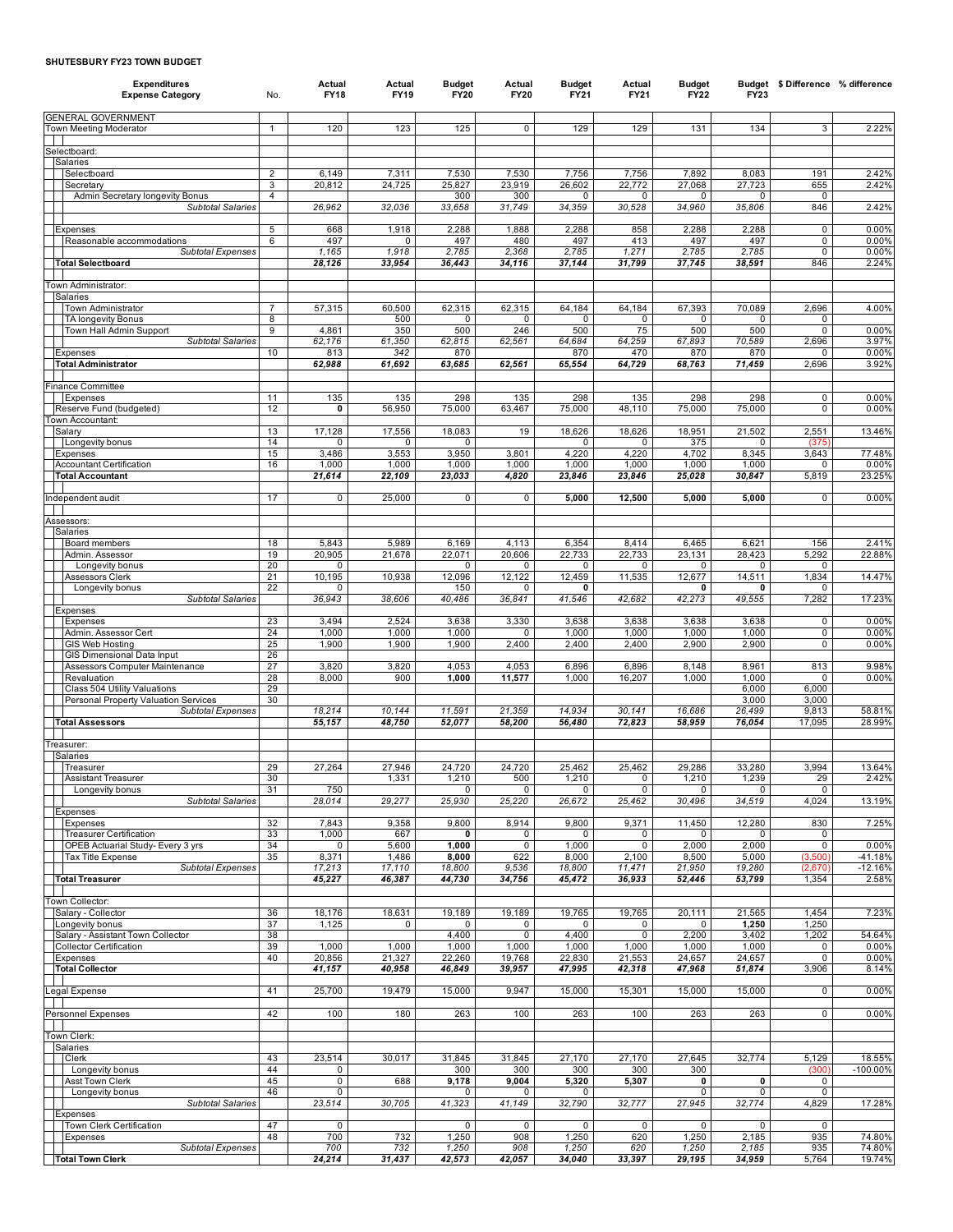# SHUTESBURY FY23 TOWN BUDGET

| Expenditures Expense Category | No. | Actual FY18 | Actual FY19 | Budget FY20 | Actual FY20 | Budget FY21 | Actual FY21 | Budget FY22 | Budget FY23 | $ Difference | % difference |
|---|---|---|---|---|---|---|---|---|---|---|---|
| GENERAL GOVERNMENT | | | | | | | | | | | |
| Town Meeting Moderator | 1 | 120 | 123 | 125 | 0 | 129 | 129 | 131 | 134 | 3 | 2.22% |
| | | | | | | | | | | | |
| Selectboard: | | | | | | | | | | | |
| Salaries | | | | | | | | | | | |
| Selectboard | 2 | 6,149 | 7,311 | 7,530 | 7,530 | 7,756 | 7,756 | 7,892 | 8,083 | 191 | 2.42% |
| Secretary | 3 | 20,812 | 24,725 | 25,827 | 23,919 | 26,602 | 22,772 | 27,068 | 27,723 | 655 | 2.42% |
| Admin Secretary longevity Bonus | 4 | | | 300 | 300 | 0 | 0 | 0 | 0 | 0 | |
| *Subtotal Salaries* | | *26,962* | *32,036* | *33,658* | *31,749* | *34,359* | *30,528* | *34,960* | *35,806* | 846 | 2.42% |
| | | | | | | | | | | | |
| Expenses | 5 | 668 | 1,918 | 2,288 | 1,888 | 2,288 | 858 | 2,288 | 2,288 | 0 | 0.00% |
| Reasonable accommodations | 6 | 497 | 0 | 497 | 480 | 497 | 413 | 497 | 497 | 0 | 0.00% |
| *Subtotal Expenses* | | *1,165* | *1,918* | *2,785* | *2,368* | *2,785* | *1,271* | *2,785* | *2,785* | 0 | 0.00% |
| **Total Selectboard** | | ***28,126*** | ***33,954*** | ***36,443*** | ***34,116*** | ***37,144*** | ***31,799*** | ***37,745*** | ***38,591*** | 846 | 2.24% |
| | | | | | | | | | | | |
| Town Administrator: | | | | | | | | | | | |
| Salaries | | | | | | | | | | | |
| Town Administrator | 7 | 57,315 | 60,500 | 62,315 | 62,315 | 64,184 | 64,184 | 67,393 | 70,089 | 2,696 | 4.00% |
| TA longevity Bonus | 8 | | 500 | 0 | 0 | 0 | 0 | 0 | 0 | 0 | |
| Town Hall Admin Support | 9 | 4,861 | 350 | 500 | 246 | 500 | 75 | 500 | 500 | 0 | 0.00% |
| *Subtotal Salaries* | | *62,176* | *61,350* | *62,815* | *62,561* | *64,684* | *64,259* | *67,893* | *70,589* | 2,696 | 3.97% |
| Expenses | 10 | 813 | *342* | 870 | | 870 | 470 | 870 | 870 | 0 | 0.00% |
| **Total Administrator** | | ***62,988*** | ***61,692*** | ***63,685*** | ***62,561*** | ***65,554*** | ***64,729*** | ***68,763*** | ***71,459*** | 2,696 | 3.92% |
| | | | | | | | | | | | |
| Finance Committee | | | | | | | | | | | |
| Expenses | 11 | 135 | 135 | 298 | 135 | 298 | 135 | 298 | 298 | 0 | 0.00% |
| Reserve Fund (budgeted) | 12 | **0** | 56,950 | 75,000 | 63,467 | 75,000 | 48,110 | 75,000 | 75,000 | 0 | 0.00% |
| Town Accountant: | | | | | | | | | | | |
| Salary | 13 | 17,128 | 17,556 | 18,083 | 19 | 18,626 | 18,626 | 18,951 | 21,502 | 2,551 | 13.46% |
| Longevity bonus | 14 | 0 | 0 | 0 | | 0 | 0 | 375 | 0 | (375) | |
| Expenses | 15 | 3,486 | 3,553 | 3,950 | 3,801 | 4,220 | 4,220 | 4,702 | 8,345 | 3,643 | 77.48% |
| Accountant Certification | 16 | 1,000 | 1,000 | 1,000 | 1,000 | 1,000 | 1,000 | 1,000 | 1,000 | 0 | 0.00% |
| **Total Accountant** | | ***21,614*** | ***22,109*** | ***23,033*** | ***4,820*** | ***23,846*** | ***23,846*** | ***25,028*** | ***30,847*** | 5,819 | 23.25% |
| | | | | | | | | | | | |
| Independent audit | 17 | 0 | 25,000 | 0 | 0 | **5,000** | 12,500 | **5,000** | **5,000** | 0 | 0.00% |
| | | | | | | | | | | | |
| Assessors: | | | | | | | | | | | |
| Salaries | | | | | | | | | | | |
| Board members | 18 | 5,843 | 5,989 | 6,169 | 4,113 | 6,354 | 8,414 | 6,465 | 6,621 | 156 | 2.41% |
| Admin. Assessor | 19 | 20,905 | 21,678 | 22,071 | 20,606 | 22,733 | 22,733 | 23,131 | 28,423 | 5,292 | 22.88% |
| Longevity bonus | 20 | 0 | | 0 | 0 | 0 | 0 | 0 | 0 | 0 | |
| Assessors Clerk | 21 | 10,195 | 10,938 | 12,096 | 12,122 | 12,459 | 11,535 | 12,677 | 14,511 | 1,834 | 14.47% |
| Longevity bonus | 22 | 0 | | 150 | 0 | **0** | | **0** | **0** | 0 | |
| *Subtotal Salaries* | | *36,943* | *38,606* | *40,486* | *36,841* | *41,546* | *42,682* | *42,273* | *49,555* | 7,282 | 17.23% |
| Expenses | | | | | | | | | | | |
| Expenses | 23 | 3,494 | 2,524 | 3,638 | 3,330 | 3,638 | 3,638 | 3,638 | 3,638 | 0 | 0.00% |
| Admin. Assessor Cert | 24 | 1,000 | 1,000 | 1,000 | 0 | 1,000 | 1,000 | 1,000 | 1,000 | 0 | 0.00% |
| GIS Web Hosting | 25 | 1,900 | 1,900 | 1,900 | 2,400 | 2,400 | 2,400 | 2,900 | 2,900 | 0 | 0.00% |
| GIS Dimensional Data Input | 26 | | | | | | | | | | |
| Assessors Computer Maintenance | 27 | 3,820 | 3,820 | 4,053 | 4,053 | 6,896 | 6,896 | 8,148 | 8,961 | 813 | 9.98% |
| Revaluation | 28 | 8,000 | 900 | **1,000** | 11,577 | 1,000 | 16,207 | 1,000 | 1,000 | 0 | 0.00% |
| Class 504 Utility Valuations | 29 | | | | | | | | 6,000 | 6,000 | |
| Personal Property Valuation Services | 30 | | | | | | | | 3,000 | 3,000 | |
| *Subtotal Expenses* | | *18,214* | *10,144* | *11,591* | *21,359* | *14,934* | *30,141* | *16,686* | *26,499* | 9,813 | 58.81% |
| **Total Assessors** | | ***55,157*** | ***48,750*** | ***52,077*** | ***58,200*** | ***56,480*** | ***72,823*** | ***58,959*** | ***76,054*** | 17,095 | 28.99% |
| | | | | | | | | | | | |
| Treasurer: | | | | | | | | | | | |
| Salaries | | | | | | | | | | | |
| Treasurer | 29 | 27,264 | 27,946 | 24,720 | 24,720 | 25,462 | 25,462 | 29,286 | 33,280 | 3,994 | 13.64% |
| Assistant Treasurer | 30 | | 1,331 | 1,210 | 500 | 1,210 | 0 | 1,210 | 1,239 | 29 | 2.42% |
| Longevity bonus | 31 | 750 | | 0 | 0 | 0 | 0 | 0 | 0 | 0 | |
| *Subtotal Salaries* | | *28,014* | *29,277* | *25,930* | *25,220* | *26,672* | *25,462* | *30,496* | *34,519* | 4,024 | 13.19% |
| Expenses | | | | | | | | | | | |
| Expenses | 32 | 7,843 | 9,358 | 9,800 | 8,914 | 9,800 | 9,371 | 11,450 | 12,280 | 830 | 7.25% |
| Treasurer Certification | 33 | 1,000 | 667 | **0** | 0 | 0 | 0 | 0 | 0 | 0 | |
| OPEB Actuarial Study- Every 3 yrs | 34 | 0 | 5,600 | **1,000** | 0 | 1,000 | 0 | 2,000 | 2,000 | 0 | 0.00% |
| Tax Title Expense | 35 | 8,371 | 1,486 | **8,000** | 622 | 8,000 | 2,100 | 8,500 | 5,000 | (3,500) | -41.18% |
| *Subtotal Expenses* | | *17,213* | *17,110* | *18,800* | *9,536* | *18,800* | *11,471* | *21,950* | *19,280* | (2,670) | -12.16% |
| **Total Treasurer** | | ***45,227*** | ***46,387*** | ***44,730*** | ***34,756*** | ***45,472*** | ***36,933*** | ***52,446*** | ***53,799*** | 1,354 | 2.58% |
| | | | | | | | | | | | |
| Town Collector: | | | | | | | | | | | |
| Salary - Collector | 36 | 18,176 | 18,631 | 19,189 | 19,189 | 19,765 | 19,765 | 20,111 | 21,565 | 1,454 | 7.23% |
| Longevity bonus | 37 | 1,125 | 0 | 0 | 0 | 0 | 0 | 0 | **1,250** | 1,250 | |
| Salary - Assistant Town Collector | 38 | | | 4,400 | 0 | 4,400 | 0 | 2,200 | 3,402 | 1,202 | 54.64% |
| Collector Certification | 39 | 1,000 | 1,000 | 1,000 | 1,000 | 1,000 | 1,000 | 1,000 | 1,000 | 0 | 0.00% |
| Expenses | 40 | 20,856 | 21,327 | 22,260 | 19,768 | 22,830 | 21,553 | 24,657 | 24,657 | 0 | 0.00% |
| **Total Collector** | | ***41,157*** | ***40,958*** | ***46,849*** | ***39,957*** | ***47,995*** | ***42,318*** | ***47,968*** | ***51,874*** | 3,906 | 8.14% |
| | | | | | | | | | | | |
| Legal Expense | 41 | 25,700 | 19,479 | 15,000 | 9,947 | 15,000 | 15,301 | 15,000 | 15,000 | 0 | 0.00% |
| | | | | | | | | | | | |
| Personnel Expenses | 42 | 100 | 180 | 263 | 100 | 263 | 100 | 263 | 263 | 0 | 0.00% |
| | | | | | | | | | | | |
| Town Clerk: | | | | | | | | | | | |
| Salaries | | | | | | | | | | | |
| Clerk | 43 | 23,514 | 30,017 | 31,845 | 31,845 | 27,170 | 27,170 | 27,645 | 32,774 | 5,129 | 18.55% |
| Longevity bonus | 44 | 0 | | 300 | 300 | 300 | 300 | 300 | | (300) | -100.00% |
| Asst Town Clerk | 45 | 0 | 688 | **9,178** | 9,004 | **5,320** | 5,307 | **0** | **0** | 0 | |
| Longevity bonus | 46 | 0 | | 0 | 0 | 0 | | 0 | 0 | 0 | |
| *Subtotal Salaries* | | *23,514* | *30,705* | *41,323* | *41,149* | *32,790* | *32,777* | *27,945* | *32,774* | 4,829 | 17.28% |
| Expenses | | | | | | | | | | | |
| Town Clerk Certification | 47 | 0 | | 0 | 0 | 0 | 0 | 0 | 0 | 0 | |
| Expenses | 48 | 700 | 732 | 1,250 | 908 | 1,250 | 620 | 1,250 | 2,185 | 935 | 74.80% |
| *Subtotal Expenses* | | *700* | *732* | *1,250* | *908* | *1,250* | *620* | *1,250* | *2,185* | 935 | 74.80% |
| **Total Town Clerk** | | ***24,214*** | ***31,437*** | ***42,573*** | ***42,057*** | ***34,040*** | ***33,397*** | ***29,195*** | ***34,959*** | 5,764 | 19.74% |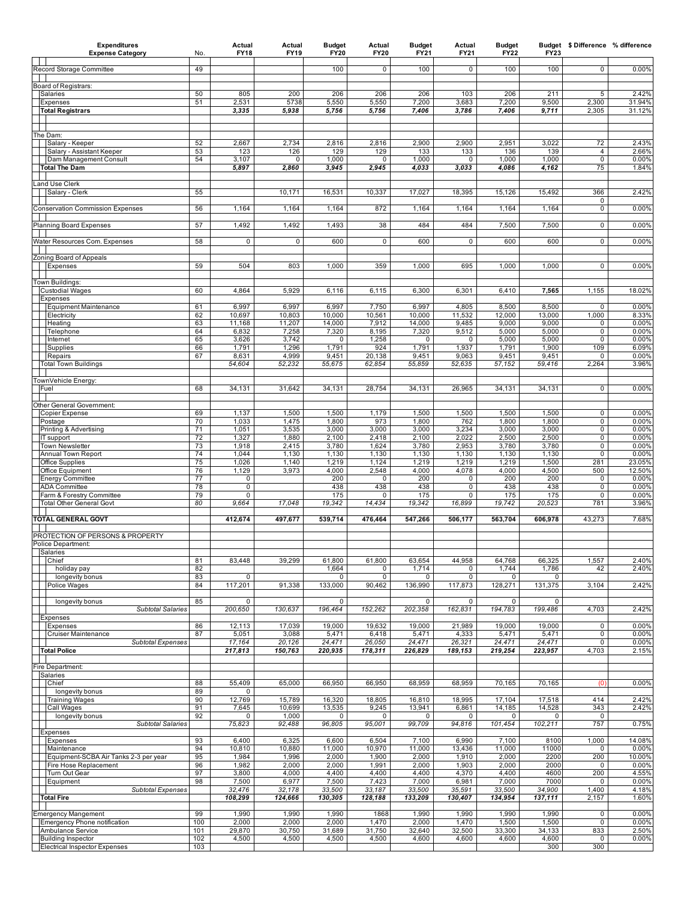| Expenditures Expense Category | No. | Actual FY18 | Actual FY19 | Budget FY20 | Actual FY20 | Budget FY21 | Actual FY21 | Budget FY22 | Budget FY23 | $ Difference | % difference |
|---|---|---|---|---|---|---|---|---|---|---|---|
| Record Storage Committee | 49 | | | 100 | 0 | 100 | 0 | 100 | 100 | 0 | 0.00% |
| Board of Registrars: | | | | | | | | | | | |
| Salaries | 50 | 805 | 200 | 206 | 206 | 206 | 103 | 206 | 211 | 5 | 2.42% |
| Expenses | 51 | 2,531 | 5738 | 5,550 | 5,550 | 7,200 | 3,683 | 7,200 | 9,500 | 2,300 | 31.94% |
| **Total Registrars** | | ***3,335*** | ***5,938*** | ***5,756*** | ***5,756*** | ***7,406*** | ***3,786*** | ***7,406*** | ***9,711*** | 2,305 | 31.12% |
| The Dam: | | | | | | | | | | | |
| Salary - Keeper | 52 | 2,667 | 2,734 | 2,816 | 2,816 | 2,900 | 2,900 | 2,951 | 3,022 | 72 | 2.43% |
| Salary - Assistant Keeper | 53 | 123 | 126 | 129 | 129 | 133 | 133 | 136 | 139 | 4 | 2.66% |
| Dam Management Consult | 54 | 3,107 | 0 | 1,000 | 0 | 1,000 | 0 | 1,000 | 1,000 | 0 | 0.00% |
| **Total The Dam** | | ***5,897*** | ***2,860*** | ***3,945*** | ***2,945*** | ***4,033*** | ***3,033*** | ***4,086*** | ***4,162*** | 75 | 1.84% |
| Land Use Clerk | | | | | | | | | | | |
| Salary - Clerk | 55 | | 10,171 | 16,531 | 10,337 | 17,027 | 18,395 | 15,126 | 15,492 | 366 | 2.42% |
| | | | | | | | | | | 0 | |
| Conservation Commission Expenses | 56 | 1,164 | 1,164 | 1,164 | 872 | 1,164 | 1,164 | 1,164 | 1,164 | 0 | 0.00% |
| Planning Board Expenses | 57 | 1,492 | 1,492 | 1,493 | 38 | 484 | 484 | 7,500 | 7,500 | 0 | 0.00% |
| Water Resources Com. Expenses | 58 | 0 | 0 | 600 | 0 | 600 | 0 | 600 | 600 | 0 | 0.00% |
| Zoning Board of Appeals | | | | | | | | | | | |
| Expenses | 59 | 504 | 803 | 1,000 | 359 | 1,000 | 695 | 1,000 | 1,000 | 0 | 0.00% |
| Town Buildings: | | | | | | | | | | | |
| Custodial Wages | 60 | 4,864 | 5,929 | 6,116 | 6,115 | 6,300 | 6,301 | 6,410 | **7,565** | 1,155 | 18.02% |
| Expenses | | | | | | | | | | | |
| Equipment Maintenance | 61 | 6,997 | 6,997 | 6,997 | 7,750 | 6,997 | 4,805 | 8,500 | 8,500 | 0 | 0.00% |
| Electricity | 62 | 10,697 | 10,803 | 10,000 | 10,561 | 10,000 | 11,532 | 12,000 | 13,000 | 1,000 | 8.33% |
| Heating | 63 | 11,168 | 11,207 | 14,000 | 7,912 | 14,000 | 9,485 | 9,000 | 9,000 | 0 | 0.00% |
| Telephone | 64 | 6,832 | 7,258 | 7,320 | 8,195 | 7,320 | 9,512 | 5,000 | 5,000 | 0 | 0.00% |
| Internet | 65 | 3,626 | 3,742 | 0 | 1,258 | 0 | 0 | 5,000 | 5,000 | 0 | 0.00% |
| Supplies | 66 | 1,791 | 1,296 | 1,791 | 924 | 1,791 | 1,937 | 1,791 | 1,900 | 109 | 6.09% |
| Repairs | 67 | 8,631 | 4,999 | 9,451 | 20,138 | 9,451 | 9,063 | 9,451 | 9,451 | 0 | 0.00% |
| Total Town Buildings | | *54,604* | *52,232* | *55,675* | *62,854* | *55,859* | *52,635* | *57,152* | *59,416* | 2,264 | 3.96% |
| TownVehicle Energy: | | | | | | | | | | | |
| Fuel | 68 | 34,131 | 31,642 | 34,131 | 28,754 | 34,131 | 26,965 | 34,131 | 34,131 | 0 | 0.00% |
| Other General Government: | | | | | | | | | | | |
| Copier Expense | 69 | 1,137 | 1,500 | 1,500 | 1,179 | 1,500 | 1,500 | 1,500 | 1,500 | 0 | 0.00% |
| Postage | 70 | 1,033 | 1,475 | 1,800 | 973 | 1,800 | 762 | 1,800 | 1,800 | 0 | 0.00% |
| Printing & Advertising | 71 | 1,051 | 3,535 | 3,000 | 3,000 | 3,000 | 3,234 | 3,000 | 3,000 | 0 | 0.00% |
| IT support | 72 | 1,327 | 1,880 | 2,100 | 2,418 | 2,100 | 2,022 | 2,500 | 2,500 | 0 | 0.00% |
| Town Newsletter | 73 | 1,918 | 2,415 | 3,780 | 1,624 | 3,780 | 2,953 | 3,780 | 3,780 | 0 | 0.00% |
| Annual Town Report | 74 | 1,044 | 1,130 | 1,130 | 1,130 | 1,130 | 1,130 | 1,130 | 1,130 | 0 | 0.00% |
| Office Supplies | 75 | 1,026 | 1,140 | 1,219 | 1,124 | 1,219 | 1,219 | 1,219 | 1,500 | 281 | 23.05% |
| Office Equipment | 76 | 1,129 | 3,973 | 4,000 | 2,548 | 4,000 | 4,078 | 4,000 | 4,500 | 500 | 12.50% |
| Energy Committee | 77 | 0 | | 200 | 0 | 200 | 0 | 200 | 200 | 0 | 0.00% |
| ADA Committee | 78 | 0 | | 438 | 438 | 438 | 0 | 438 | 438 | 0 | 0.00% |
| Farm & Forestry Committee | 79 | 0 | | 175 | 0 | 175 | 0 | 175 | 175 | 0 | 0.00% |
| Total Other General Govt | *80* | *9,664* | *17,048* | *19,342* | *14,434* | *19,342* | *16,899* | *19,742* | *20,523* | 781 | 3.96% |
| **TOTAL GENERAL GOVT** | | **412,674** | **497,677** | **539,714** | **476,464** | **547,266** | **506,177** | **563,704** | **606,978** | 43,273 | 7.68% |
| PROTECTION OF PERSONS & PROPERTY | | | | | | | | | | | |
| Police Department: | | | | | | | | | | | |
| Salaries | | | | | | | | | | | |
| Chief | 81 | 83,448 | 39,299 | 61,800 | 61,800 | 63,654 | 44,958 | 64,768 | 66,325 | 1,557 | 2.40% |
| holiday pay | 82 | | | 1,664 | 0 | 1,714 | 0 | 1,744 | 1,786 | 42 | 2.40% |
| longevity bonus | 83 | 0 | | 0 | 0 | 0 | 0 | 0 | 0 | | |
| Police Wages | 84 | 117,201 | 91,338 | 133,000 | 90,462 | 136,990 | 117,873 | 128,271 | 131,375 | 3,104 | 2.42% |
| longevity bonus | 85 | 0 | | 0 | | 0 | 0 | 0 | 0 | | |
| *Subtotal Salaries* | | *200,650* | *130,637* | *196,464* | *152,262* | *202,358* | *162,831* | *194,783* | *199,486* | 4,703 | 2.42% |
| Expenses | | | | | | | | | | | |
| Expenses | 86 | 12,113 | 17,039 | 19,000 | 19,632 | 19,000 | 21,989 | 19,000 | 19,000 | 0 | 0.00% |
| Cruiser Maintenance | 87 | 5,051 | 3,088 | 5,471 | 6,418 | 5,471 | 4,333 | 5,471 | 5,471 | 0 | 0.00% |
| *Subtotal Expenses* | | *17,164* | *20,126* | *24,471* | *26,050* | *24,471* | *26,321* | *24,471* | *24,471* | 0 | 0.00% |
| **Total Police** | | ***217,813*** | ***150,763*** | ***220,935*** | ***178,311*** | ***226,829*** | ***189,153*** | ***219,254*** | ***223,957*** | 4,703 | 2.15% |
| Fire Department: | | | | | | | | | | | |
| Salaries | | | | | | | | | | | |
| Chief | 88 | 55,409 | 65,000 | 66,950 | 66,950 | 68,959 | 68,959 | 70,165 | 70,165 | (0) | 0.00% |
| longevity bonus | 89 | 0 | | | | | | | | | |
| Training Wages | 90 | 12,769 | 15,789 | 16,320 | 18,805 | 16,810 | 18,995 | 17,104 | 17,518 | 414 | 2.42% |
| Call Wages | 91 | 7,645 | 10,699 | 13,535 | 9,245 | 13,941 | 6,861 | 14,185 | 14,528 | 343 | 2.42% |
| longevity bonus | 92 | 0 | 1,000 | 0 | 0 | 0 | 0 | 0 | 0 | 0 | |
| *Subtotal Salaries* | | *75,823* | *92,488* | *96,805* | *95,001* | *99,709* | *94,816* | *101,454* | *102,211* | 757 | 0.75% |
| Expenses | | | | | | | | | | | |
| Expenses | 93 | 6,400 | 6,325 | 6,600 | 6,504 | 7,100 | 6,990 | 7,100 | 8100 | 1,000 | 14.08% |
| Maintenance | 94 | 10,810 | 10,880 | 11,000 | 10,970 | 11,000 | 13,436 | 11,000 | 11000 | 0 | 0.00% |
| Equipment-SCBA Air Tanks 2-3 per year | 95 | 1,984 | 1,996 | 2,000 | 1,900 | 2,000 | 1,910 | 2,000 | 2200 | 200 | 10.00% |
| Fire Hose Replacement | 96 | 1,982 | 2,000 | 2,000 | 1,991 | 2,000 | 1,903 | 2,000 | 2000 | 0 | 0.00% |
| Turn Out Gear | 97 | 3,800 | 4,000 | 4,400 | 4,400 | 4,400 | 4,370 | 4,400 | 4600 | 200 | 4.55% |
| Equipment | 98 | 7,500 | 6,977 | 7,500 | 7,423 | 7,000 | 6,981 | 7,000 | 7000 | 0 | 0.00% |
| *Subtotal Expenses* | | *32,476* | *32,178* | *33,500* | *33,187* | *33,500* | *35,591* | *33,500* | *34,900* | 1,400 | 4.18% |
| **Total Fire** | | ***108,299*** | ***124,666*** | ***130,305*** | ***128,188*** | ***133,209*** | ***130,407*** | ***134,954*** | ***137,111*** | 2,157 | 1.60% |
| Emergency Mangement | 99 | 1,990 | 1,990 | 1,990 | 1868 | 1,990 | 1,990 | 1,990 | 1,990 | 0 | 0.00% |
| Emergency Phone notification | 100 | 2,000 | 2,000 | 2,000 | 1,470 | 2,000 | 1,470 | 1,500 | 1,500 | 0 | 0.00% |
| Ambulance Service | 101 | 29,870 | 30,750 | 31,689 | 31,750 | 32,640 | 32,500 | 33,300 | 34,133 | 833 | 2.50% |
| Building Inspector | 102 | 4,500 | 4,500 | 4,500 | 4,500 | 4,600 | 4,600 | 4,600 | 4,600 | 0 | 0.00% |
| Electrical Inspector Expenses | 103 | | | | | | | | 300 | 300 | |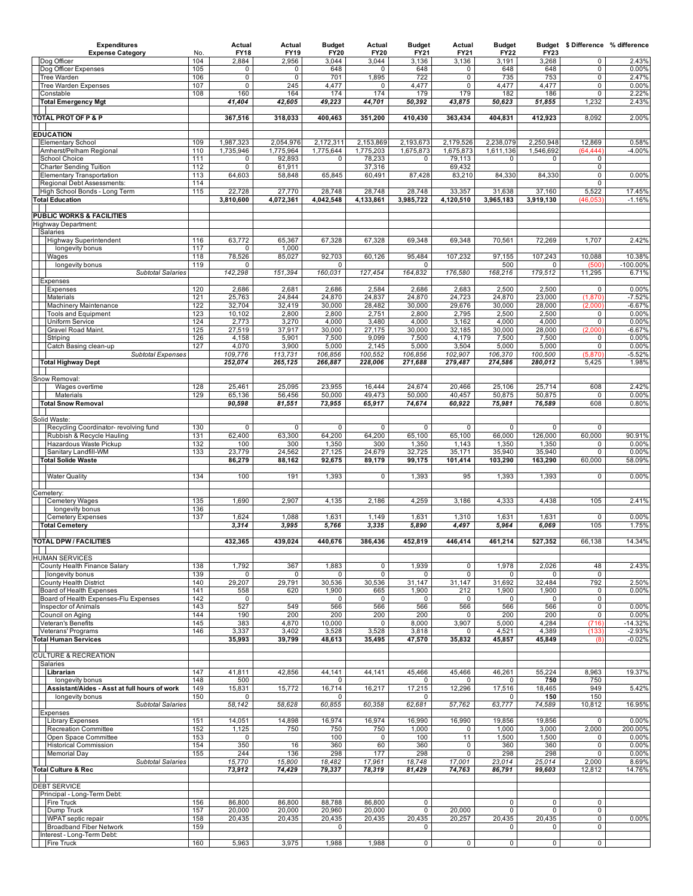| Expenditures Expense Category | No. | Actual FY18 | Actual FY19 | Budget FY20 | Actual FY20 | Budget FY21 | Actual FY21 | Budget FY22 | Budget FY23 | $ Difference | % difference |
|---|---|---|---|---|---|---|---|---|---|---|---|
| Dog Officer | 104 | 2,884 | 2,956 | 3,044 | 3,044 | 3,136 | 3,136 | 3,191 | 3,268 | 0 | 2.43% |
| Dog Officer Expenses | 105 | 0 | 0 | 648 | 0 | 648 | 0 | 648 | 648 | 0 | 0.00% |
| Tree Warden | 106 | 0 | 0 | 701 | 1,895 | 722 | 0 | 735 | 753 | 0 | 2.47% |
| Tree Warden Expenses | 107 | 0 | 245 | 4,477 | 0 | 4,477 | 0 | 4,477 | 4,477 | 0 | 0.00% |
| Constable | 108 | 160 | 164 | 174 | 174 | 179 | 179 | 182 | 186 | 0 | 2.22% |
| **Total Emergency Mgt** | | *41,404* | *42,605* | *49,223* | *44,701* | *50,392* | *43,875* | *50,623* | *51,855* | 1,232 | 2.43% |
| | | | | | | | | | | | |
| **TOTAL PROT OF P & P** | | **367,516** | **318,033** | **400,463** | **351,200** | **410,430** | **363,434** | **404,831** | **412,923** | 8,092 | 2.00% |
| | | | | | | | | | | | |
| **EDUCATION** | | | | | | | | | | | |
| Elementary School | 109 | 1,987,323 | 2,054,976 | 2,172,311 | 2,153,869 | 2,193,673 | 2,179,526 | 2,238,079 | 2,250,948 | 12,869 | 0.58% |
| Amherst/Pelham Regional | 110 | 1,735,946 | 1,775,964 | 1,775,644 | 1,775,203 | 1,675,873 | 1,675,873 | 1,611,136 | 1,546,692 | (64,444) | -4.00% |
| School Choice | 111 | 0 | 92,893 | 0 | 78,233 | 0 | 79,113 | 0 | 0 | 0 | |
| Charter Sending Tuition | 112 | 0 | 61,911 | | 37,316 | | 69,432 | | | 0 | |
| Elementary Transportation | 113 | 64,603 | 58,848 | 65,845 | 60,491 | 87,428 | 83,210 | 84,330 | 84,330 | 0 | 0.00% |
| Regional Debt Assessments: | 114 | | | | | | | | | 0 | |
| High School Bonds - Long Term | 115 | 22,728 | 27,770 | 28,748 | 28,748 | 28,748 | 33,357 | 31,638 | 37,160 | 5,522 | 17.45% |
| **Total Education** | | **3,810,600** | **4,072,361** | **4,042,548** | **4,133,861** | **3,985,722** | **4,120,510** | **3,965,183** | **3,919,130** | (46,053) | -1.16% |
| | | | | | | | | | | | |
| **PUBLIC WORKS & FACILITIES** | | | | | | | | | | | |
| Highway Department: | | | | | | | | | | | |
| Salaries | | | | | | | | | | | |
| Highway Superintendent | 116 | 63,772 | 65,367 | 67,328 | 67,328 | 69,348 | 69,348 | 70,561 | 72,269 | 1,707 | 2.42% |
| longevity bonus | 117 | 0 | 1,000 | | | | | | | | |
| Wages | 118 | 78,526 | 85,027 | 92,703 | 60,126 | 95,484 | 107,232 | 97,155 | 107,243 | 10,088 | 10.38% |
| longevity bonus | 119 | 0 | | 0 | | 0 | | 500 | 0 | (500) | -100.00% |
| *Subtotal Salaries* | | *142,298* | *151,394* | *160,031* | *127,454* | *164,832* | *176,580* | *168,216* | *179,512* | 11,295 | 6.71% |
| Expenses | | | | | | | | | | | |
| Expenses | 120 | 2,686 | 2,681 | 2,686 | 2,584 | 2,686 | 2,683 | 2,500 | 2,500 | 0 | 0.00% |
| Materials | 121 | 25,763 | 24,844 | 24,870 | 24,837 | 24,870 | 24,723 | 24,870 | 23,000 | (1,870) | -7.52% |
| Machinery Maintenance | 122 | 32,704 | 32,419 | 30,000 | 28,482 | 30,000 | 29,676 | 30,000 | 28,000 | (2,000) | -6.67% |
| Tools and Equipment | 123 | 10,102 | 2,800 | 2,800 | 2,751 | 2,800 | 2,795 | 2,500 | 2,500 | 0 | 0.00% |
| Uniform Service | 124 | 2,773 | 3,270 | 4,000 | 3,480 | 4,000 | 3,162 | 4,000 | 4,000 | 0 | 0.00% |
| Gravel Road Maint. | 125 | 27,519 | 37,917 | 30,000 | 27,175 | 30,000 | 32,185 | 30,000 | 28,000 | (2,000) | -6.67% |
| Striping | 126 | 4,158 | 5,901 | 7,500 | 9,099 | 7,500 | 4,179 | 7,500 | 7,500 | 0 | 0.00% |
| Catch Basing clean-up | 127 | 4,070 | 3,900 | 5,000 | 2,145 | 5,000 | 3,504 | 5,000 | 5,000 | 0 | 0.00% |
| *Subtotal Expenses* | | *109,776* | *113,731* | *106,856* | *100,552* | *106,856* | *102,907* | *106,370* | *100,500* | (5,870) | -5.52% |
| **Total Highway Dept** | | *252,074* | *265,125* | *266,887* | *228,006* | *271,688* | *279,487* | *274,586* | *280,012* | 5,425 | 1.98% |
| | | | | | | | | | | | |
| Snow Removal: | | | | | | | | | | | |
| Wages overtime | 128 | 25,461 | 25,095 | 23,955 | 16,444 | 24,674 | 20,466 | 25,106 | 25,714 | 608 | 2.42% |
| Materials | 129 | 65,136 | 56,456 | 50,000 | 49,473 | 50,000 | 40,457 | 50,875 | 50,875 | 0 | 0.00% |
| **Total Snow Removal** | | *90,598* | *81,551* | *73,955* | *65,917* | *74,674* | *60,922* | *75,981* | *76,589* | 608 | 0.80% |
| | | | | | | | | | | | |
| Solid Waste: | | | | | | | | | | | |
| Recycling Coordinator- revolving fund | 130 | 0 | 0 | 0 | 0 | 0 | 0 | 0 | 0 | 0 | |
| Rubbish & Recycle Hauling | 131 | 62,400 | 63,300 | 64,200 | 64,200 | 65,100 | 65,100 | 66,000 | 126,000 | 60,000 | 90.91% |
| Hazardous Waste Pickup | 132 | 100 | 300 | 1,350 | 300 | 1,350 | 1,143 | 1,350 | 1,350 | 0 | 0.00% |
| Sanitary Landfill-WM | 133 | 23,779 | 24,562 | 27,125 | 24,679 | 32,725 | 35,171 | 35,940 | 35,940 | 0 | 0.00% |
| **Total Solide Waste** | | **86,279** | **88,162** | **92,675** | **89,179** | **99,175** | **101,414** | **103,290** | **163,290** | 60,000 | 58.09% |
| | | | | | | | | | | | |
| Water Quality | 134 | 100 | 191 | 1,393 | 0 | 1,393 | 95 | 1,393 | 1,393 | 0 | 0.00% |
| | | | | | | | | | | | |
| Cemetery: | | | | | | | | | | | |
| Cemetery Wages | 135 | 1,690 | 2,907 | 4,135 | 2,186 | 4,259 | 3,186 | 4,333 | 4,438 | 105 | 2.41% |
| longevity bonus | 136 | | | | | | | | | | |
| Cemetery Expenses | 137 | 1,624 | 1,088 | 1,631 | 1,149 | 1,631 | 1,310 | 1,631 | 1,631 | 0 | 0.00% |
| **Total Cemetery** | | *3,314* | *3,995* | *5,766* | *3,335* | *5,890* | *4,497* | *5,964* | *6,069* | 105 | 1.75% |
| | | | | | | | | | | | |
| **TOTAL DPW / FACILITIES** | | **432,365** | **439,024** | **440,676** | **386,436** | **452,819** | **446,414** | **461,214** | **527,352** | 66,138 | 14.34% |
| | | | | | | | | | | | |
| HUMAN SERVICES | | | | | | | | | | | |
| County Health Finance Salary | 138 | 1,792 | 367 | 1,883 | 0 | 1,939 | 0 | 1,978 | 2,026 | 48 | 2.43% |
| longevity bonus | 139 | 0 | 0 | 0 | 0 | 0 | 0 | 0 | 0 | 0 | |
| County Health District | 140 | 29,207 | 29,791 | 30,536 | 30,536 | 31,147 | 31,147 | 31,692 | 32,484 | 792 | 2.50% |
| Board of Health Expenses | 141 | 558 | 620 | 1,900 | 665 | 1,900 | 212 | 1,900 | 1,900 | 0 | 0.00% |
| Board of Health Expenses-Flu Expenses | 142 | 0 | | 0 | 0 | 0 | 0 | 0 | 0 | 0 | |
| Inspector of Animals | 143 | 527 | 549 | 566 | 566 | 566 | 566 | 566 | 566 | 0 | 0.00% |
| Council on Aging | 144 | 190 | 200 | 200 | 200 | 200 | 0 | 200 | 200 | 0 | 0.00% |
| Veteran's Benefits | 145 | 383 | 4,870 | 10,000 | 0 | 8,000 | 3,907 | 5,000 | 4,284 | (716) | -14.32% |
| Veterans' Programs | 146 | 3,337 | 3,402 | 3,528 | 3,528 | 3,818 | 0 | 4,521 | 4,389 | (133) | -2.93% |
| **Total Human Services** | | **35,993** | **39,799** | **48,613** | **35,495** | **47,570** | **35,832** | **45,857** | **45,849** | (8) | -0.02% |
| | | | | | | | | | | | |
| CULTURE & RECREATION | | | | | | | | | | | |
| Salaries | | | | | | | | | | | |
| **Librarian** | 147 | 41,811 | 42,856 | 44,141 | 44,141 | 45,466 | 45,466 | 46,261 | 55,224 | 8,963 | 19.37% |
| longevity bonus | 148 | 500 | | 0 | | 0 | 0 | 0 | **750** | 750 | |
| **Assistant/Aides - Asst at full hours of work** | 149 | 15,831 | 15,772 | 16,714 | 16,217 | 17,215 | 12,296 | 17,516 | 18,465 | 949 | 5.42% |
| longevity bonus | 150 | 0 | | 0 | | 0 | | 0 | **150** | 150 | |
| *Subtotal Salaries* | | *58,142* | *58,628* | *60,855* | *60,358* | *62,681* | *57,762* | *63,777* | *74,589* | 10,812 | 16.95% |
| Expenses | | | | | | | | | | | |
| Library Expenses | 151 | 14,051 | 14,898 | 16,974 | 16,974 | 16,990 | 16,990 | 19,856 | 19,856 | 0 | 0.00% |
| Recreation Committee | 152 | 1,125 | 750 | 750 | 750 | 1,000 | 0 | 1,000 | 3,000 | 2,000 | 200.00% |
| Open Space Committee | 153 | 0 | | 100 | 0 | 100 | 11 | 1,500 | 1,500 | 0 | 0.00% |
| Historical Commission | 154 | 350 | 16 | 360 | 60 | 360 | 0 | 360 | 360 | 0 | 0.00% |
| Memorial Day | 155 | 244 | 136 | 298 | 177 | 298 | 0 | 298 | 298 | 0 | 0.00% |
| *Subtotal Salaries* | | *15,770* | *15,800* | *18,482* | *17,961* | *18,748* | *17,001* | *23,014* | *25,014* | 2,000 | 8.69% |
| **Total Culture & Rec** | | *73,912* | *74,429* | *79,337* | *78,319* | *81,429* | *74,763* | *86,791* | *99,603* | 12,812 | 14.76% |
| | | | | | | | | | | | |
| DEBT SERVICE | | | | | | | | | | | |
| Principal - Long-Term Debt: | | | | | | | | | | | |
| Fire Truck | 156 | 86,800 | 86,800 | 88,788 | 86,800 | 0 | | 0 | 0 | 0 | |
| Dump Truck | 157 | 20,000 | 20,000 | 20,960 | 20,000 | 0 | 20,000 | 0 | 0 | 0 | |
| WPAT septic repair | 158 | 20,435 | 20,435 | 20,435 | 20,435 | 20,435 | 20,257 | 20,435 | 20,435 | 0 | 0.00% |
| Broadband Fiber Network | 159 | | | 0 | | 0 | | 0 | 0 | 0 | |
| Interest - Long-Term Debt: | | | | | | | | | | | |
| Fire Truck | 160 | 5,963 | 3,975 | 1,988 | 1,988 | 0 | 0 | 0 | 0 | 0 | |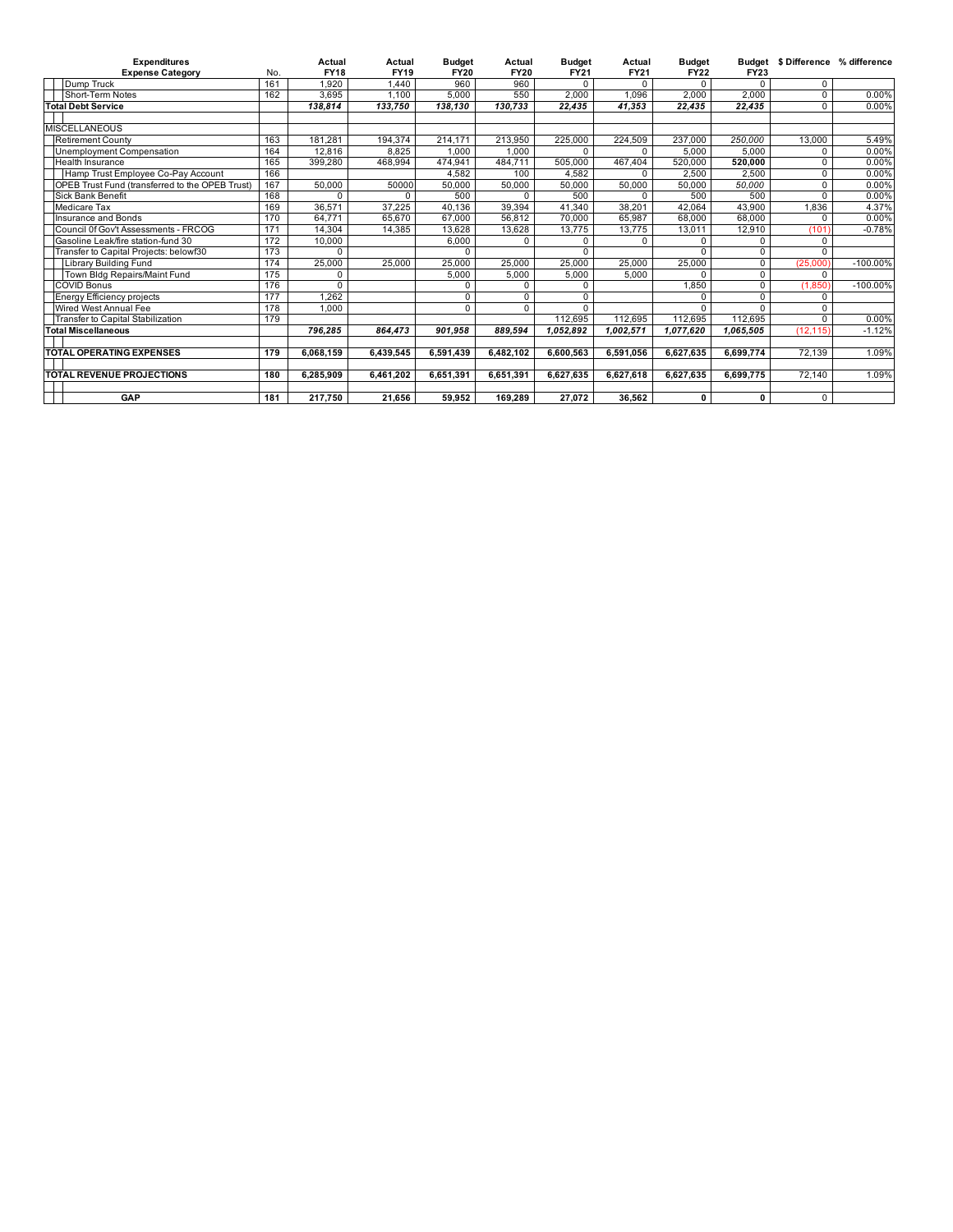| Expenditures<br>Expense Category | No. | Actual FY18 | Actual FY19 | Budget FY20 | Actual FY20 | Budget FY21 | Actual FY21 | Budget FY22 | Budget FY23 | $ Difference | % difference |
|---|---|---|---|---|---|---|---|---|---|---|---|
| Dump Truck | 161 | 1,920 | 1,440 | 960 | 960 | 0 | 0 | 0 | 0 | 0 | |
| Short-Term Notes | 162 | 3,695 | 1,100 | 5,000 | 550 | 2,000 | 1,096 | 2,000 | 2,000 | 0 | 0.00% |
| **Total Debt Service** | | ***138,814*** | ***133,750*** | ***138,130*** | ***130,733*** | ***22,435*** | ***41,353*** | ***22,435*** | ***22,435*** | 0 | 0.00% |
| | | | | | | | | | | | |
| MISCELLANEOUS | | | | | | | | | | | |
| Retirement County | 163 | 181,281 | 194,374 | 214,171 | 213,950 | 225,000 | 224,509 | 237,000 | *250,000* | 13,000 | 5.49% |
| Unemployment Compensation | 164 | 12,816 | 8,825 | 1,000 | 1,000 | 0 | 0 | 5,000 | 5,000 | 0 | 0.00% |
| Health Insurance | 165 | 399,280 | 468,994 | 474,941 | 484,711 | 505,000 | 467,404 | 520,000 | **520,000** | 0 | 0.00% |
| Hamp Trust Employee Co-Pay Account | 166 | | | 4,582 | 100 | 4,582 | 0 | 2,500 | 2,500 | 0 | 0.00% |
| OPEB Trust Fund (transferred to the OPEB Trust) | 167 | 50,000 | 50000 | 50,000 | 50,000 | 50,000 | 50,000 | 50,000 | *50,000* | 0 | 0.00% |
| Sick Bank Benefit | 168 | 0 | 0 | 500 | 0 | 500 | 0 | 500 | 500 | 0 | 0.00% |
| Medicare Tax | 169 | 36,571 | 37,225 | 40,136 | 39,394 | 41,340 | 38,201 | 42,064 | 43,900 | 1,836 | 4.37% |
| Insurance and Bonds | 170 | 64,771 | 65,670 | 67,000 | 56,812 | 70,000 | 65,987 | 68,000 | 68,000 | 0 | 0.00% |
| Council Of Gov't Assessments - FRCOG | 171 | 14,304 | 14,385 | 13,628 | 13,628 | 13,775 | 13,775 | 13,011 | 12,910 | (101) | -0.78% |
| Gasoline Leak/fire station-fund 30 | 172 | 10,000 | | 6,000 | 0 | 0 | 0 | 0 | 0 | 0 | |
| Transfer to Capital Projects: belowf30 | 173 | 0 | | 0 | | 0 | | 0 | 0 | 0 | |
| Library Building Fund | 174 | 25,000 | 25,000 | 25,000 | 25,000 | 25,000 | 25,000 | 25,000 | 0 | (25,000) | -100.00% |
| Town Bldg Repairs/Maint Fund | 175 | 0 | | 5,000 | 5,000 | 5,000 | 5,000 | 0 | 0 | 0 | |
| COVID Bonus | 176 | 0 | | 0 | 0 | 0 | | 1,850 | 0 | (1,850) | -100.00% |
| Energy Efficiency projects | 177 | 1,262 | | 0 | 0 | 0 | | 0 | 0 | 0 | |
| Wired West Annual Fee | 178 | 1,000 | | 0 | 0 | 0 | | 0 | 0 | 0 | |
| Transfer to Capital Stabilization | 179 | | | | | 112,695 | 112,695 | 112,695 | 112,695 | 0 | 0.00% |
| **Total Miscellaneous** | | ***796,285*** | ***864,473*** | ***901,958*** | ***889,594*** | ***1,052,892*** | ***1,002,571*** | ***1,077,620*** | ***1,065,505*** | (12,115) | -1.12% |
| | | | | | | | | | | | |
| **TOTAL OPERATING EXPENSES** | **179** | **6,068,159** | **6,439,545** | **6,591,439** | **6,482,102** | **6,600,563** | **6,591,056** | **6,627,635** | **6,699,774** | 72,139 | 1.09% |
| | | | | | | | | | | | |
| **TOTAL REVENUE PROJECTIONS** | **180** | **6,285,909** | **6,461,202** | **6,651,391** | **6,651,391** | **6,627,635** | **6,627,618** | **6,627,635** | **6,699,775** | 72,140 | 1.09% |
| | | | | | | | | | | | |
| **GAP** | **181** | **217,750** | **21,656** | **59,952** | **169,289** | **27,072** | **36,562** | **0** | **0** | 0 | |